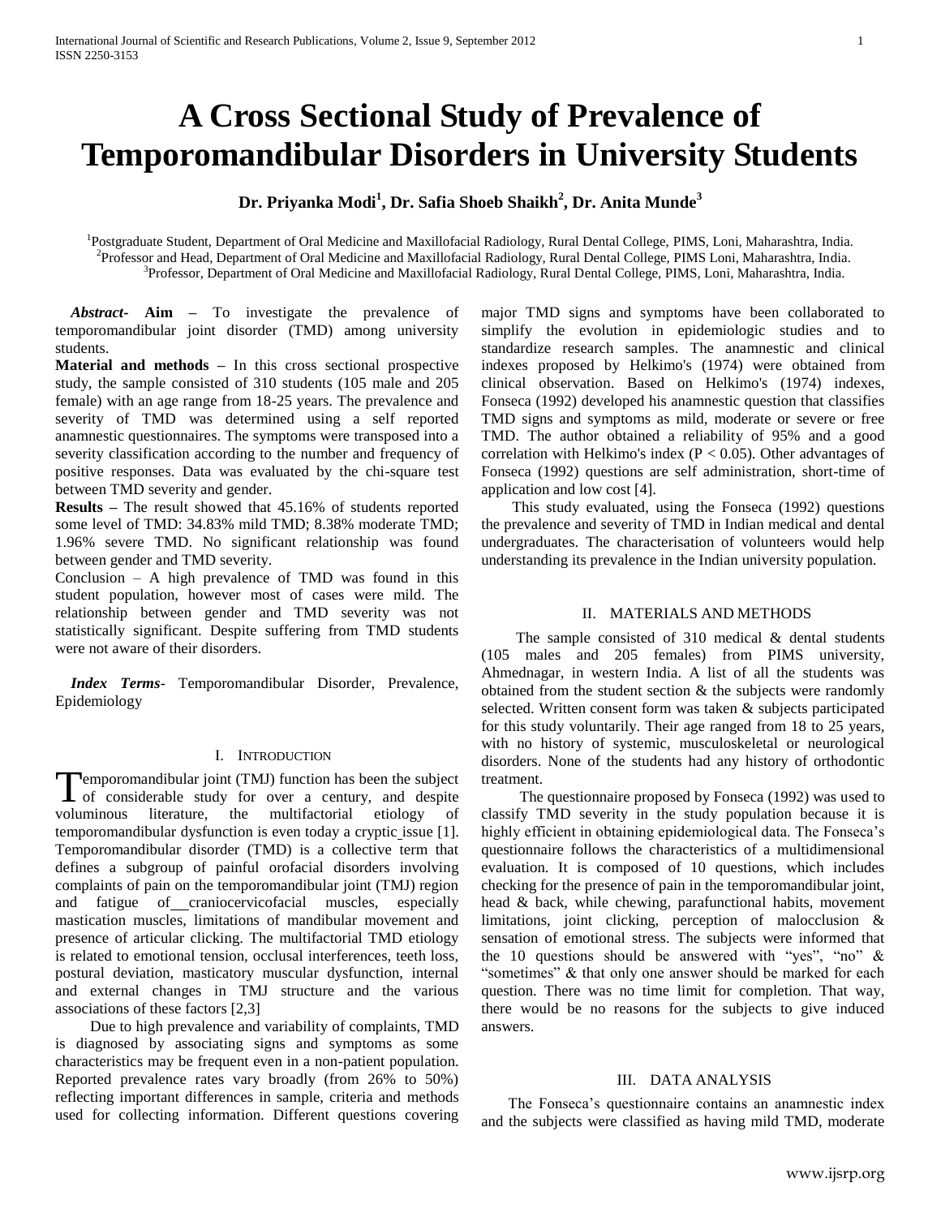# A Cross Sectional Study of Prevalence of Temporomandibular Disorders in University Students

**Dr. Priyanka Modi[1], Dr. Safia Shoeb Shaikh[2], Dr. Anita Munde[3]**

[1]Postgraduate Student, Department of Oral Medicine and Maxillofacial Radiology, Rural Dental College, PIMS, Loni, Maharashtra, India.
[2]Professor and Head, Department of Oral Medicine and Maxillofacial Radiology, Rural Dental College, PIMS Loni, Maharashtra, India.
[3]Professor, Department of Oral Medicine and Maxillofacial Radiology, Rural Dental College, PIMS, Loni, Maharashtra, India.

***Abstract*- Aim –** To investigate the prevalence of temporomandibular joint disorder (TMD) among university students.

**Material and methods –** In this cross sectional prospective study, the sample consisted of 310 students (105 male and 205 female) with an age range from 18-25 years. The prevalence and severity of TMD was determined using a self reported anamnestic questionnaires. The symptoms were transposed into a severity classification according to the number and frequency of positive responses. Data was evaluated by the chi-square test between TMD severity and gender.

**Results –** The result showed that 45.16% of students reported some level of TMD: 34.83% mild TMD; 8.38% moderate TMD; 1.96% severe TMD. No significant relationship was found between gender and TMD severity.

Conclusion – A high prevalence of TMD was found in this student population, however most of cases were mild. The relationship between gender and TMD severity was not statistically significant. Despite suffering from TMD students were not aware of their disorders.

***Index Terms*-** Temporomandibular Disorder, Prevalence, Epidemiology

## I. Introduction

Temporomandibular joint (TMJ) function has been the subject of considerable study for over a century, and despite voluminous literature, the multifactorial etiology of temporomandibular dysfunction is even today a cryptic issue [1]. Temporomandibular disorder (TMD) is a collective term that defines a subgroup of painful orofacial disorders involving complaints of pain on the temporomandibular joint (TMJ) region and fatigue of craniocervicofacial muscles, especially mastication muscles, limitations of mandibular movement and presence of articular clicking. The multifactorial TMD etiology is related to emotional tension, occlusal interferences, teeth loss, postural deviation, masticatory muscular dysfunction, internal and external changes in TMJ structure and the various associations of these factors [2,3]

Due to high prevalence and variability of complaints, TMD is diagnosed by associating signs and symptoms as some characteristics may be frequent even in a non-patient population. Reported prevalence rates vary broadly (from 26% to 50%) reflecting important differences in sample, criteria and methods used for collecting information. Different questions covering major TMD signs and symptoms have been collaborated to simplify the evolution in epidemiologic studies and to standardize research samples. The anamnestic and clinical indexes proposed by Helkimo's (1974) were obtained from clinical observation. Based on Helkimo's (1974) indexes, Fonseca (1992) developed his anamnestic question that classifies TMD signs and symptoms as mild, moderate or severe or free TMD. The author obtained a reliability of 95% and a good correlation with Helkimo's index ($P < 0.05$). Other advantages of Fonseca (1992) questions are self administration, short-time of application and low cost [4].

This study evaluated, using the Fonseca (1992) questions the prevalence and severity of TMD in Indian medical and dental undergraduates. The characterisation of volunteers would help understanding its prevalence in the Indian university population.

## II. Materials and Methods

The sample consisted of 310 medical & dental students (105 males and 205 females) from PIMS university, Ahmednagar, in western India. A list of all the students was obtained from the student section & the subjects were randomly selected. Written consent form was taken & subjects participated for this study voluntarily. Their age ranged from 18 to 25 years, with no history of systemic, musculoskeletal or neurological disorders. None of the students had any history of orthodontic treatment.

The questionnaire proposed by Fonseca (1992) was used to classify TMD severity in the study population because it is highly efficient in obtaining epidemiological data. The Fonseca's questionnaire follows the characteristics of a multidimensional evaluation. It is composed of 10 questions, which includes checking for the presence of pain in the temporomandibular joint, head & back, while chewing, parafunctional habits, movement limitations, joint clicking, perception of malocclusion & sensation of emotional stress. The subjects were informed that the 10 questions should be answered with "yes", "no" & "sometimes" & that only one answer should be marked for each question. There was no time limit for completion. That way, there would be no reasons for the subjects to give induced answers.

## III. Data Analysis

The Fonseca's questionnaire contains an anamnestic index and the subjects were classified as having mild TMD, moderate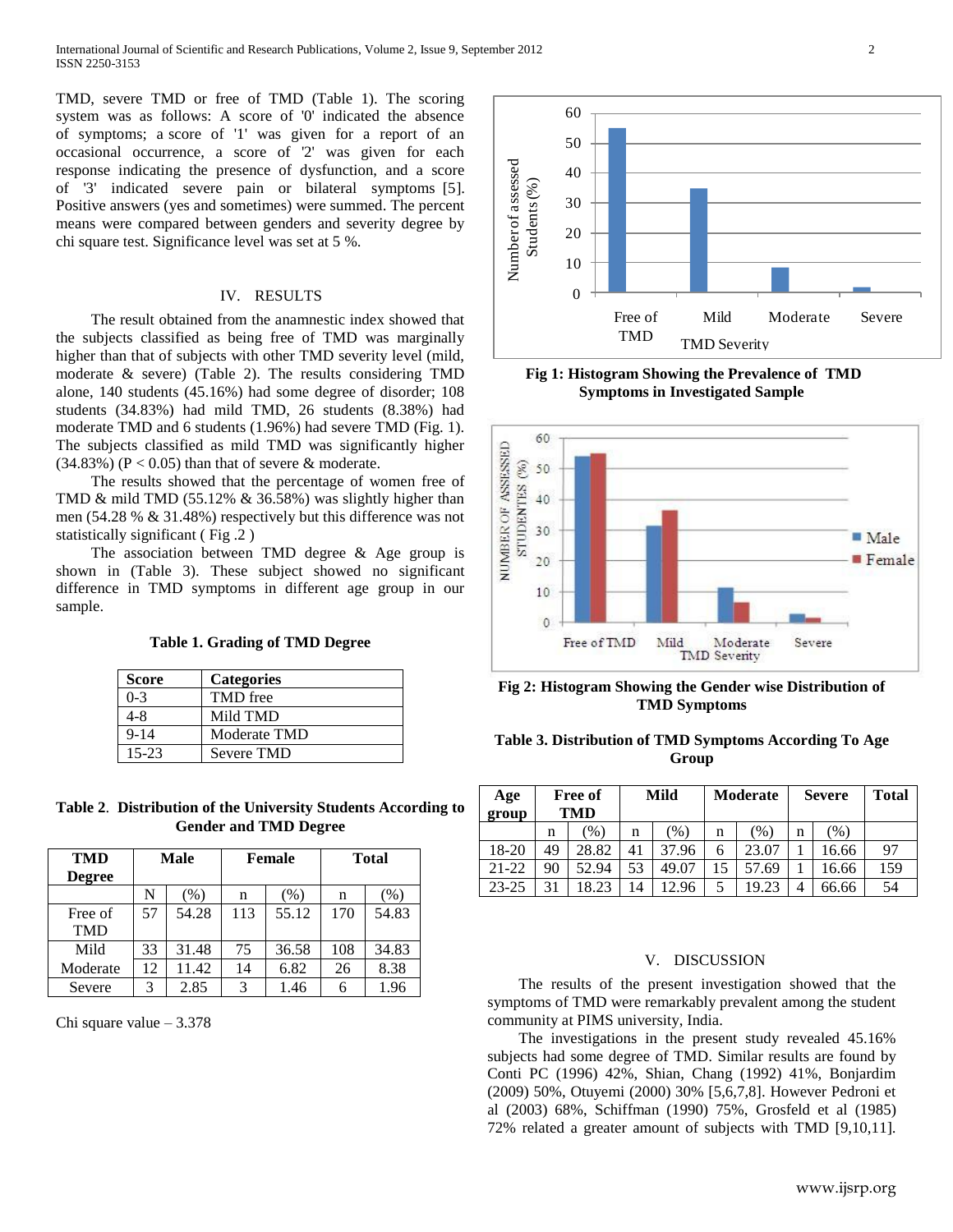TMD, severe TMD or free of TMD (Table 1). The scoring system was as follows: A score of '0' indicated the absence of symptoms; a score of '1' was given for a report of an occasional occurrence, a score of '2' was given for each response indicating the presence of dysfunction, and a score of '3' indicated severe pain or bilateral symptoms [5]. Positive answers (yes and sometimes) were summed. The percent means were compared between genders and severity degree by chi square test. Significance level was set at 5 %.

## IV. RESULTS

The result obtained from the anamnestic index showed that the subjects classified as being free of TMD was marginally higher than that of subjects with other TMD severity level (mild, moderate & severe) (Table 2). The results considering TMD alone, 140 students (45.16%) had some degree of disorder; 108 students (34.83%) had mild TMD, 26 students (8.38%) had moderate TMD and 6 students (1.96%) had severe TMD (Fig. 1). The subjects classified as mild TMD was significantly higher (34.83%) ($P < 0.05$) than that of severe & moderate.

The results showed that the percentage of women free of TMD & mild TMD (55.12% & 36.58%) was slightly higher than men (54.28 % & 31.48%) respectively but this difference was not statistically significant ( Fig .2 )

The association between TMD degree & Age group is shown in (Table 3). These subject showed no significant difference in TMD symptoms in different age group in our sample.

**Table 1. Grading of TMD Degree**

| Score | Categories |
|---|---|
| 0-3 | TMD free |
| 4-8 | Mild TMD |
| 9-14 | Moderate TMD |
| 15-23 | Severe TMD |

**Table 2. Distribution of the University Students According to Gender and TMD Degree**

| TMD Degree | Male | | Female | | Total | |
|---|---|---|---|---|---|---|
| | N | (%) | n | (%) | n | (%) |
| Free of TMD | 57 | 54.28 | 113 | 55.12 | 170 | 54.83 |
| Mild | 33 | 31.48 | 75 | 36.58 | 108 | 34.83 |
| Moderate | 12 | 11.42 | 14 | 6.82 | 26 | 8.38 |
| Severe | 3 | 2.85 | 3 | 1.46 | 6 | 1.96 |

Chi square value – 3.378

**Fig 1: Histogram Showing the Prevalence of TMD Symptoms in Investigated Sample**

**Fig 2: Histogram Showing the Gender wise Distribution of TMD Symptoms**

**Table 3. Distribution of TMD Symptoms According To Age Group**

| Age group | Free of TMD | | Mild | | Moderate | | Severe | | Total |
|---|---|---|---|---|---|---|---|---|---|
| | n | (%) | n | (%) | n | (%) | n | (%) | |
| 18-20 | 49 | 28.82 | 41 | 37.96 | 6 | 23.07 | 1 | 16.66 | 97 |
| 21-22 | 90 | 52.94 | 53 | 49.07 | 15 | 57.69 | 1 | 16.66 | 159 |
| 23-25 | 31 | 18.23 | 14 | 12.96 | 5 | 19.23 | 4 | 66.66 | 54 |

## V. DISCUSSION

The results of the present investigation showed that the symptoms of TMD were remarkably prevalent among the student community at PIMS university, India.

The investigations in the present study revealed 45.16% subjects had some degree of TMD. Similar results are found by Conti PC (1996) 42%, Shian, Chang (1992) 41%, Bonjardim (2009) 50%, Otuyemi (2000) 30% [5,6,7,8]. However Pedroni et al (2003) 68%, Schiffman (1990) 75%, Grosfeld et al (1985) 72% related a greater amount of subjects with TMD [9,10,11].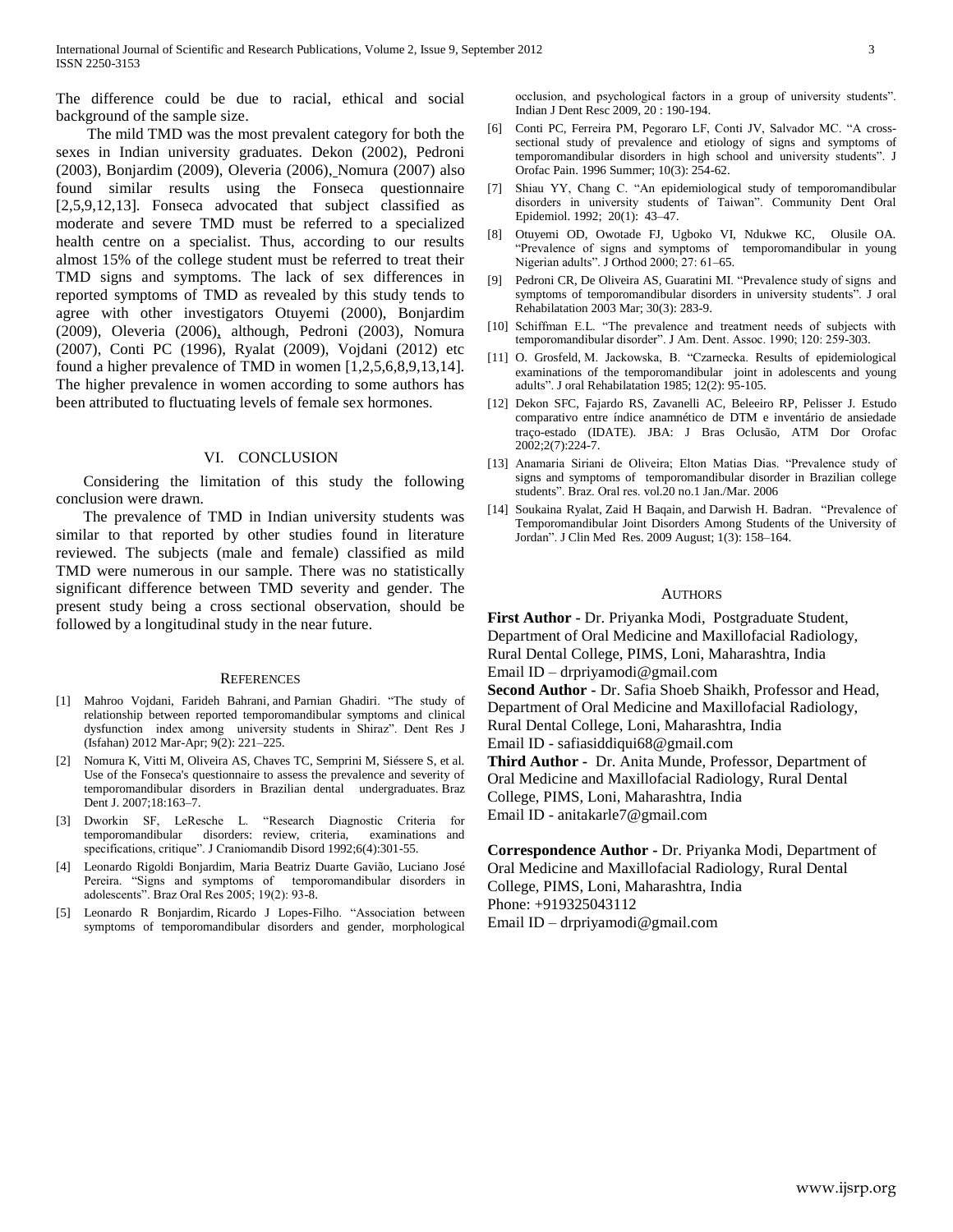The difference could be due to racial, ethical and social background of the sample size.

The mild TMD was the most prevalent category for both the sexes in Indian university graduates. Dekon (2002), Pedroni (2003), Bonjardim (2009), Oleveria (2006), Nomura (2007) also found similar results using the Fonseca questionnaire [2,5,9,12,13]. Fonseca advocated that subject classified as moderate and severe TMD must be referred to a specialized health centre on a specialist. Thus, according to our results almost 15% of the college student must be referred to treat their TMD signs and symptoms. The lack of sex differences in reported symptoms of TMD as revealed by this study tends to agree with other investigators Otuyemi (2000), Bonjardim (2009), Oleveria (2006), although, Pedroni (2003), Nomura (2007), Conti PC (1996), Ryalat (2009), Vojdani (2012) etc found a higher prevalence of TMD in women [1,2,5,6,8,9,13,14]. The higher prevalence in women according to some authors has been attributed to fluctuating levels of female sex hormones.

## VI. CONCLUSION

Considering the limitation of this study the following conclusion were drawn.

The prevalence of TMD in Indian university students was similar to that reported by other studies found in literature reviewed. The subjects (male and female) classified as mild TMD were numerous in our sample. There was no statistically significant difference between TMD severity and gender. The present study being a cross sectional observation, should be followed by a longitudinal study in the near future.

## REFERENCES

[1] Mahroo Vojdani, Farideh Bahrani, and Parnian Ghadiri. "The study of relationship between reported temporomandibular symptoms and clinical dysfunction index among university students in Shiraz". Dent Res J (Isfahan) 2012 Mar-Apr; 9(2): 221–225.

[2] Nomura K, Vitti M, Oliveira AS, Chaves TC, Semprini M, Siéssere S, et al. Use of the Fonseca's questionnaire to assess the prevalence and severity of temporomandibular disorders in Brazilian dental undergraduates. Braz Dent J. 2007;18:163–7.

[3] Dworkin SF, LeResche L. "Research Diagnostic Criteria for temporomandibular disorders: review, criteria, examinations and specifications, critique". J Craniomandib Disord 1992;6(4):301-55.

[4] Leonardo Rigoldi Bonjardim, Maria Beatriz Duarte Gavião, Luciano José Pereira. "Signs and symptoms of temporomandibular disorders in adolescents". Braz Oral Res 2005; 19(2): 93-8.

[5] Leonardo R Bonjardim, Ricardo J Lopes-Filho. "Association between symptoms of temporomandibular disorders and gender, morphological occlusion, and psychological factors in a group of university students". Indian J Dent Resc 2009, 20 : 190-194.

[6] Conti PC, Ferreira PM, Pegoraro LF, Conti JV, Salvador MC. "A cross-sectional study of prevalence and etiology of signs and symptoms of temporomandibular disorders in high school and university students". J Orofac Pain. 1996 Summer; 10(3): 254-62.

[7] Shiau YY, Chang C. "An epidemiological study of temporomandibular disorders in university students of Taiwan". Community Dent Oral Epidemiol. 1992; 20(1): 43–47.

[8] Otuyemi OD, Owotade FJ, Ugboko VI, Ndukwe KC, Olusile OA. "Prevalence of signs and symptoms of temporomandibular in young Nigerian adults". J Orthod 2000; 27: 61–65.

[9] Pedroni CR, De Oliveira AS, Guaratini MI. "Prevalence study of signs and symptoms of temporomandibular disorders in university students". J oral Rehabilatation 2003 Mar; 30(3): 283-9.

[10] Schiffman E.L. "The prevalence and treatment needs of subjects with temporomandibular disorder". J Am. Dent. Assoc. 1990; 120: 259-303.

[11] O. Grosfeld, M. Jackowska, B. "Czarnecka. Results of epidemiological examinations of the temporomandibular joint in adolescents and young adults". J oral Rehabilatation 1985; 12(2): 95-105.

[12] Dekon SFC, Fajardo RS, Zavanelli AC, Beleeiro RP, Pelisser J. Estudo comparativo entre índice anamnético de DTM e inventário de ansiedade traço-estado (IDATE). JBA: J Bras Oclusão, ATM Dor Orofac 2002;2(7):224-7.

[13] Anamaria Siriani de Oliveira; Elton Matias Dias. "Prevalence study of signs and symptoms of temporomandibular disorder in Brazilian college students". Braz. Oral res. vol.20 no.1 Jan./Mar. 2006

[14] Soukaina Ryalat, Zaid H Baqain, and Darwish H. Badran. "Prevalence of Temporomandibular Joint Disorders Among Students of the University of Jordan". J Clin Med Res. 2009 August; 1(3): 158–164.

## AUTHORS

**First Author -** Dr. Priyanka Modi, Postgraduate Student, Department of Oral Medicine and Maxillofacial Radiology, Rural Dental College, PIMS, Loni, Maharashtra, India
Email ID – drpriyamodi@gmail.com

**Second Author -** Dr. Safia Shoeb Shaikh, Professor and Head, Department of Oral Medicine and Maxillofacial Radiology, Rural Dental College, Loni, Maharashtra, India
Email ID - safiasiddiqui68@gmail.com

**Third Author -** Dr. Anita Munde, Professor, Department of Oral Medicine and Maxillofacial Radiology, Rural Dental College, PIMS, Loni, Maharashtra, India
Email ID - anitakarle7@gmail.com

**Correspondence Author -** Dr. Priyanka Modi, Department of Oral Medicine and Maxillofacial Radiology, Rural Dental College, PIMS, Loni, Maharashtra, India
Phone: +919325043112
Email ID – drpriyamodi@gmail.com